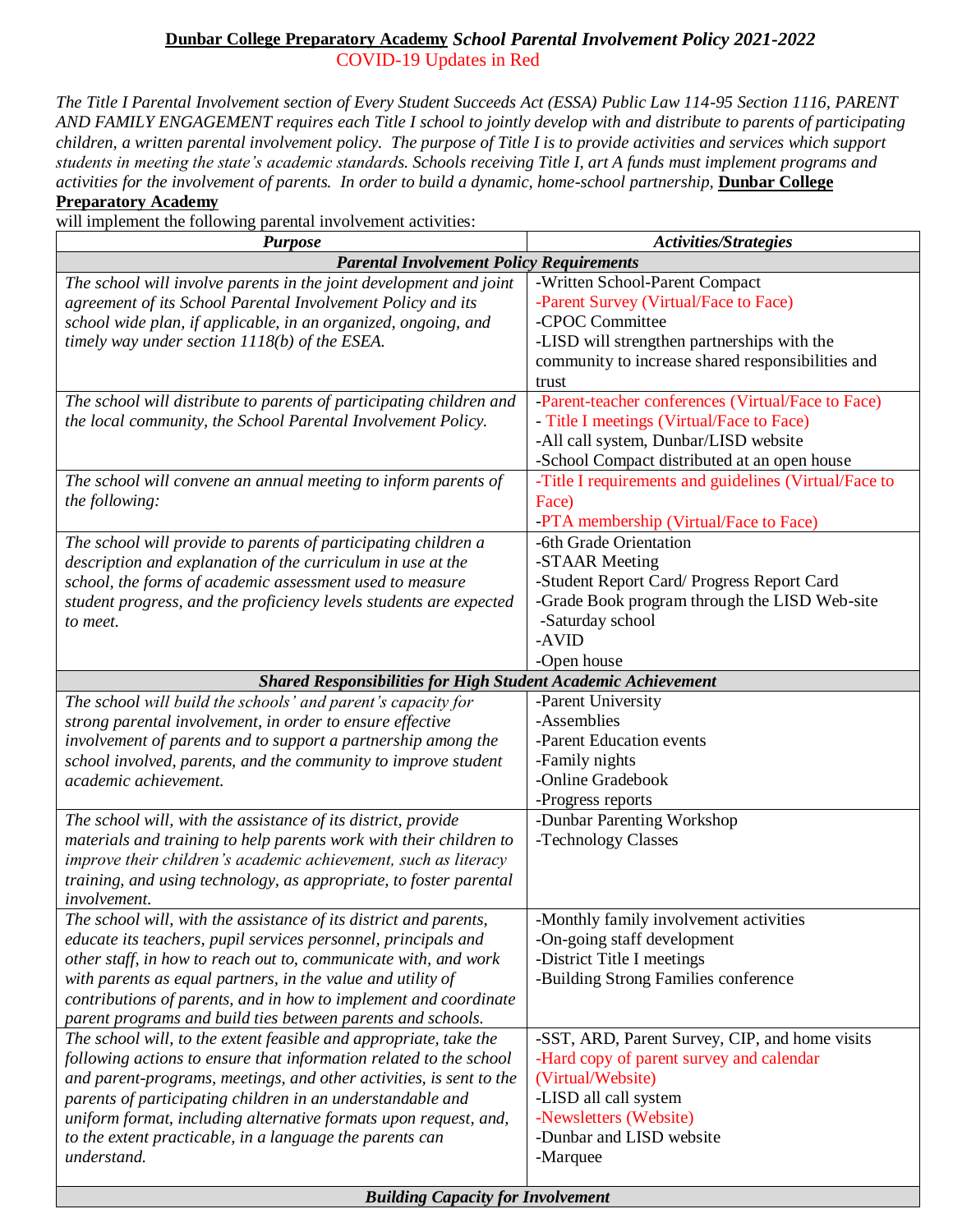**Dunbar College Preparatory Academy** ***School Parental Involvement Policy 2021-2022***

COVID-19 Updates in Red

*The Title I Parental Involvement section of Every Student Succeeds Act (ESSA) Public Law 114-95 Section 1116, PARENT AND FAMILY ENGAGEMENT requires each Title I school to jointly develop with and distribute to parents of participating children, a written parental involvement policy. The purpose of Title I is to provide activities and services which support students in meeting the state's academic standards. Schools receiving Title I, art A funds must implement programs and activities for the involvement of parents. In order to build a dynamic, home-school partnership,* **Dunbar College Preparatory Academy**

will implement the following parental involvement activities:

| ***Purpose*** | ***Activities/Strategies*** |
|---|---|
| ***Parental Involvement Policy Requirements*** | |
| *The school will involve parents in the joint development and joint agreement of its School Parental Involvement Policy and its school wide plan, if applicable, in an organized, ongoing, and timely way under section 1118(b) of the ESEA.* | -Written School-Parent Compact<br>-Parent Survey (Virtual/Face to Face)<br>-CPOC Committee<br>-LISD will strengthen partnerships with the community to increase shared responsibilities and trust |
| *The school will distribute to parents of participating children and the local community, the School Parental Involvement Policy.* | -Parent-teacher conferences (Virtual/Face to Face)<br>- Title I meetings (Virtual/Face to Face)<br>-All call system, Dunbar/LISD website<br>-School Compact distributed at an open house |
| *The school will convene an annual meeting to inform parents of the following:* | -Title I requirements and guidelines (Virtual/Face to Face)<br>-PTA membership (Virtual/Face to Face) |
| *The school will provide to parents of participating children a description and explanation of the curriculum in use at the school, the forms of academic assessment used to measure student progress, and the proficiency levels students are expected to meet.* | -6th Grade Orientation<br>-STAAR Meeting<br>-Student Report Card/ Progress Report Card<br>-Grade Book program through the LISD Web-site<br>-Saturday school<br>-AVID<br>-Open house |
| ***Shared Responsibilities for High Student Academic Achievement*** | |
| *The school will build the schools' and parent's capacity for strong parental involvement, in order to ensure effective involvement of parents and to support a partnership among the school involved, parents, and the community to improve student academic achievement.* | -Parent University<br>-Assemblies<br>-Parent Education events<br>-Family nights<br>-Online Gradebook<br>-Progress reports |
| *The school will, with the assistance of its district, provide materials and training to help parents work with their children to improve their children's academic achievement, such as literacy training, and using technology, as appropriate, to foster parental involvement.* | -Dunbar Parenting Workshop<br>-Technology Classes |
| *The school will, with the assistance of its district and parents, educate its teachers, pupil services personnel, principals and other staff, in how to reach out to, communicate with, and work with parents as equal partners, in the value and utility of contributions of parents, and in how to implement and coordinate parent programs and build ties between parents and schools.* | -Monthly family involvement activities<br>-On-going staff development<br>-District Title I meetings<br>-Building Strong Families conference |
| *The school will, to the extent feasible and appropriate, take the following actions to ensure that information related to the school and parent-programs, meetings, and other activities, is sent to the parents of participating children in an understandable and uniform format, including alternative formats upon request, and, to the extent practicable, in a language the parents can understand.* | -SST, ARD, Parent Survey, CIP, and home visits<br>-Hard copy of parent survey and calendar (Virtual/Website)<br>-LISD all call system<br>-Newsletters (Website)<br>-Dunbar and LISD website<br>-Marquee |
| ***Building Capacity for Involvement*** | |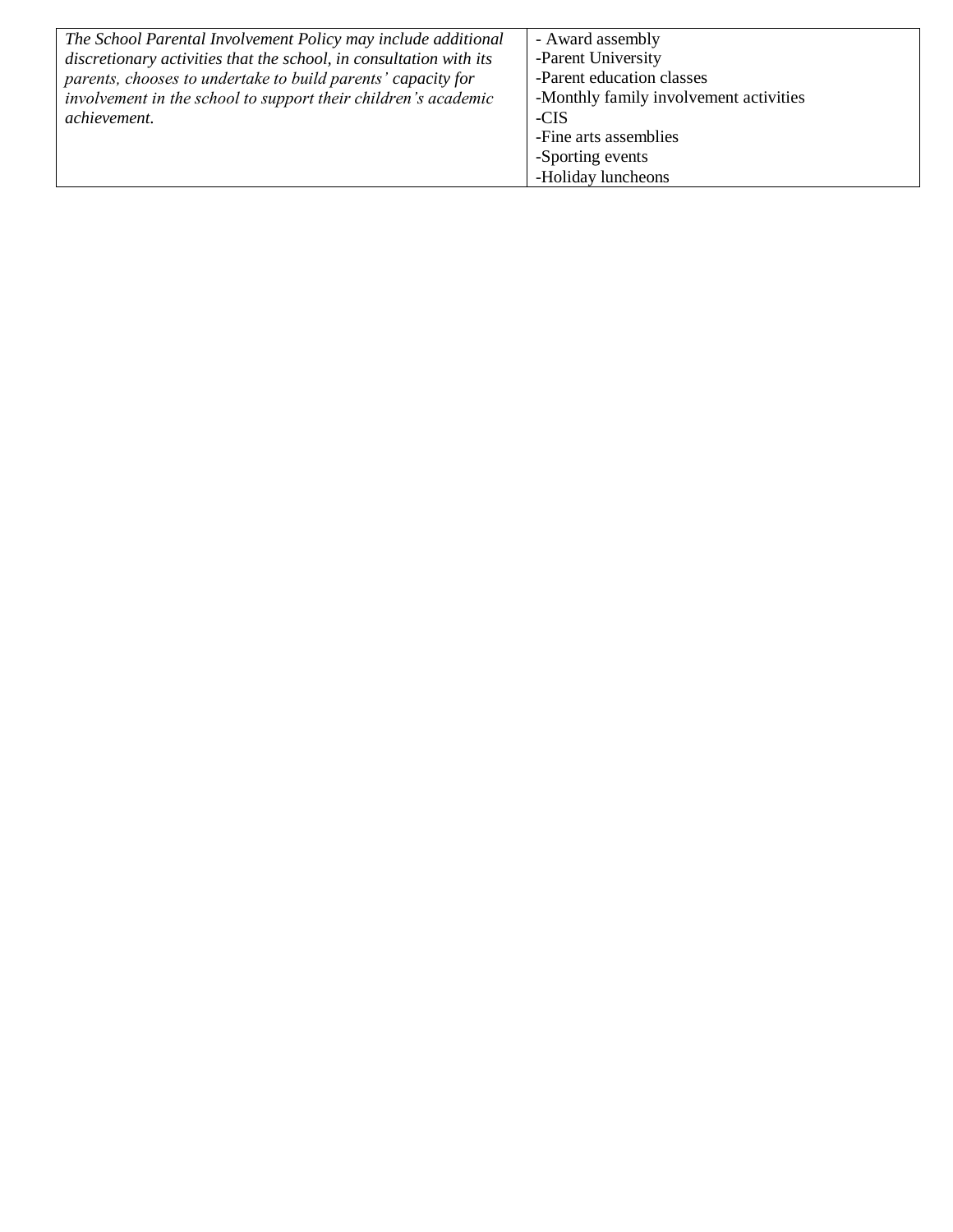| | |
|---|---|
| *The School Parental Involvement Policy may include additional discretionary activities that the school, in consultation with its parents, chooses to undertake to build parents' capacity for involvement in the school to support their children's academic achievement.* | - Award assembly<br>-Parent University<br>-Parent education classes<br>-Monthly family involvement activities<br>-CIS<br>-Fine arts assemblies<br>-Sporting events<br>-Holiday luncheons |